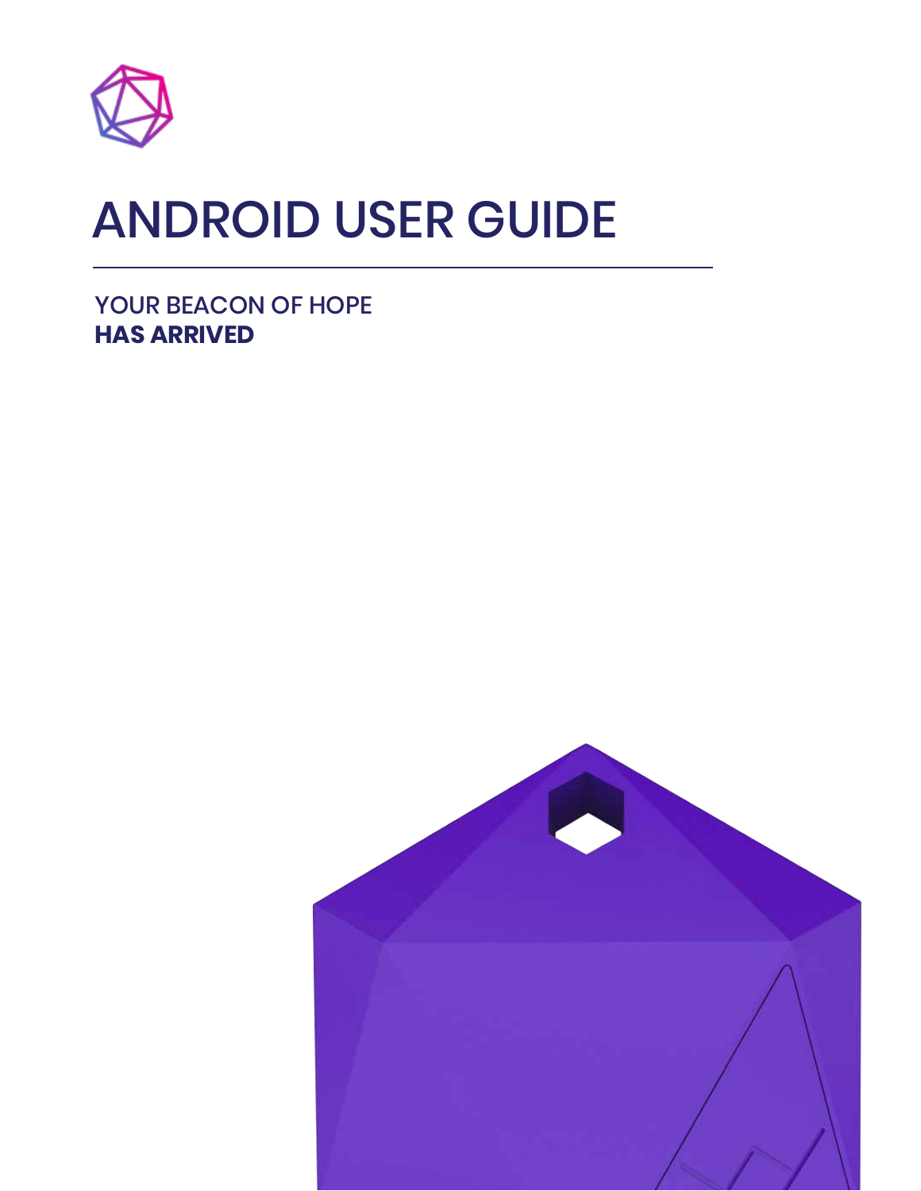# ANDROID USER GUIDE

YOUR BEACON OF HOPE
**HAS ARRIVED**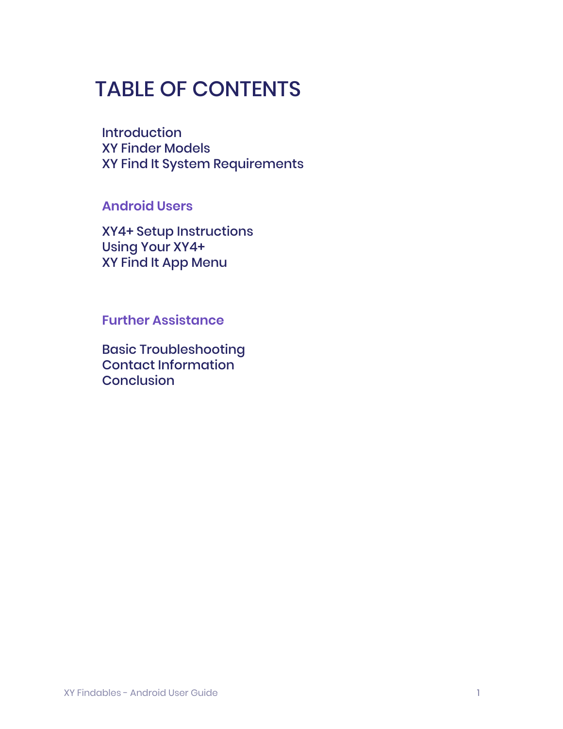# TABLE OF CONTENTS

Introduction
XY Finder Models
XY Find It System Requirements

## Android Users

XY4+ Setup Instructions
Using Your XY4+
XY Find It App Menu

## Further Assistance

Basic Troubleshooting
Contact Information
Conclusion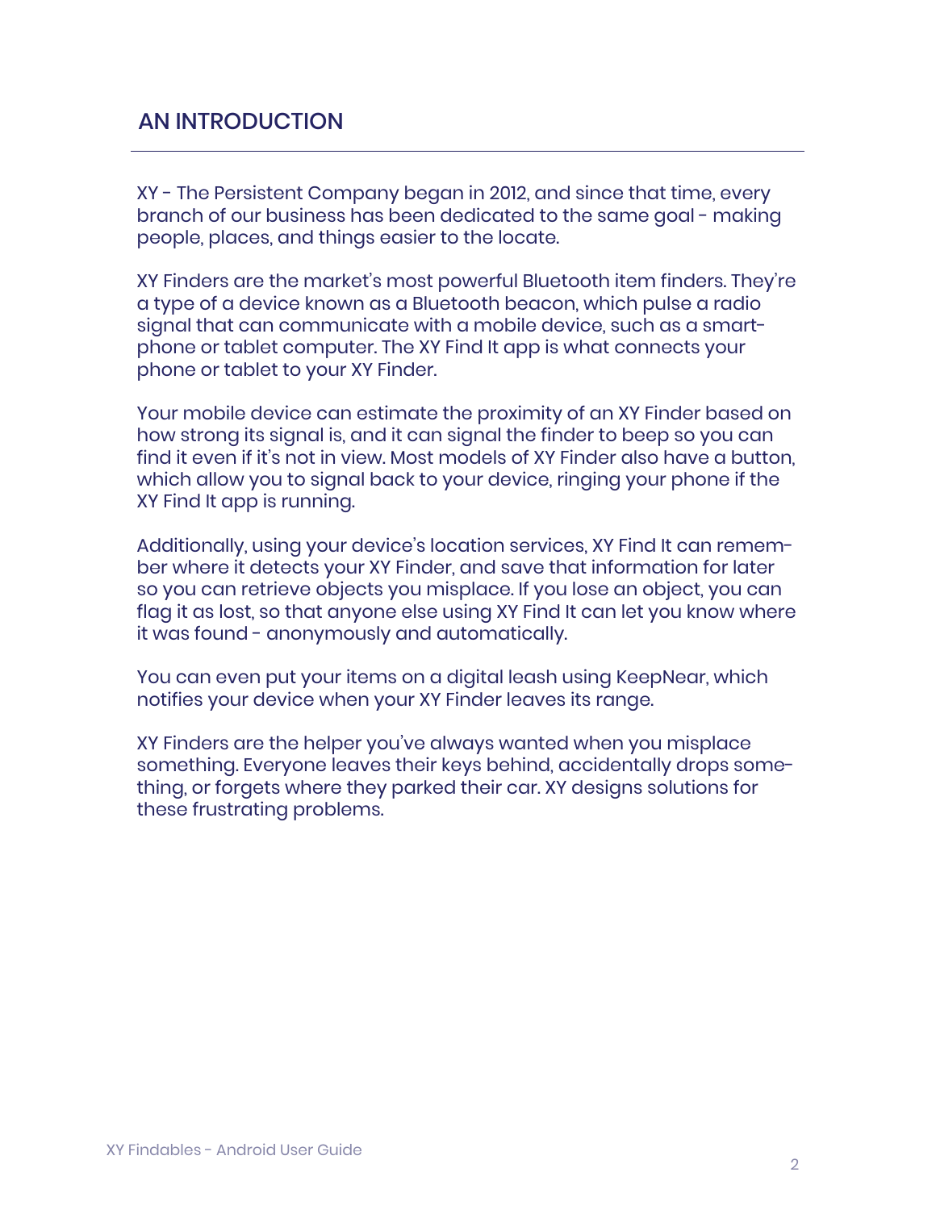## AN INTRODUCTION

XY - The Persistent Company began in 2012, and since that time, every branch of our business has been dedicated to the same goal - making people, places, and things easier to the locate.

XY Finders are the market's most powerful Bluetooth item finders. They're a type of a device known as a Bluetooth beacon, which pulse a radio signal that can communicate with a mobile device, such as a smartphone or tablet computer. The XY Find It app is what connects your phone or tablet to your XY Finder.

Your mobile device can estimate the proximity of an XY Finder based on how strong its signal is, and it can signal the finder to beep so you can find it even if it's not in view. Most models of XY Finder also have a button, which allow you to signal back to your device, ringing your phone if the XY Find It app is running.

Additionally, using your device's location services, XY Find It can remember where it detects your XY Finder, and save that information for later so you can retrieve objects you misplace. If you lose an object, you can flag it as lost, so that anyone else using XY Find It can let you know where it was found - anonymously and automatically.

You can even put your items on a digital leash using KeepNear, which notifies your device when your XY Finder leaves its range.

XY Finders are the helper you've always wanted when you misplace something. Everyone leaves their keys behind, accidentally drops something, or forgets where they parked their car. XY designs solutions for these frustrating problems.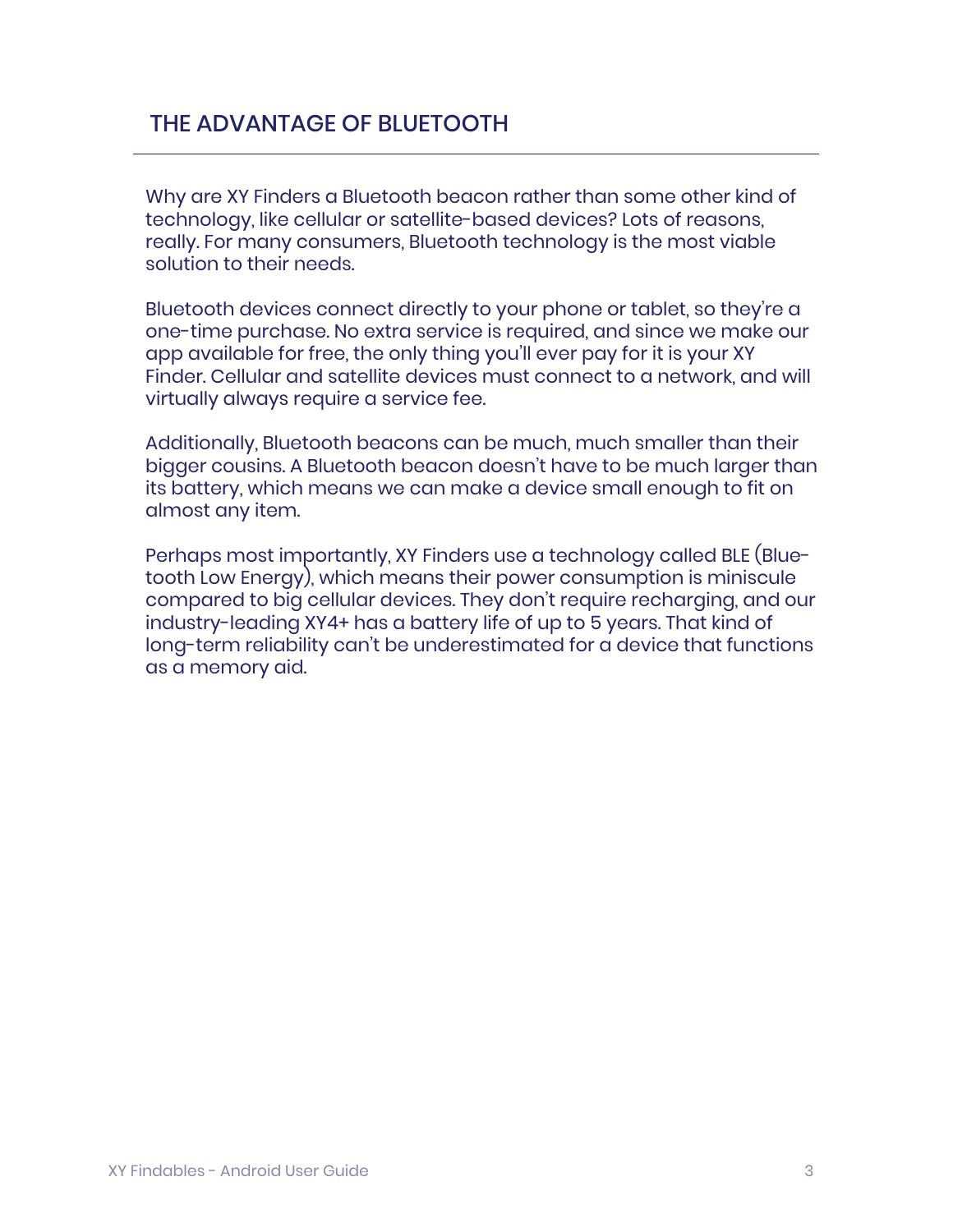## THE ADVANTAGE OF BLUETOOTH

Why are XY Finders a Bluetooth beacon rather than some other kind of technology, like cellular or satellite-based devices? Lots of reasons, really. For many consumers, Bluetooth technology is the most viable solution to their needs.

Bluetooth devices connect directly to your phone or tablet, so they're a one-time purchase. No extra service is required, and since we make our app available for free, the only thing you'll ever pay for it is your XY Finder. Cellular and satellite devices must connect to a network, and will virtually always require a service fee.

Additionally, Bluetooth beacons can be much, much smaller than their bigger cousins. A Bluetooth beacon doesn't have to be much larger than its battery, which means we can make a device small enough to fit on almost any item.

Perhaps most importantly, XY Finders use a technology called BLE (Bluetooth Low Energy), which means their power consumption is miniscule compared to big cellular devices. They don't require recharging, and our industry-leading XY4+ has a battery life of up to 5 years. That kind of long-term reliability can't be underestimated for a device that functions as a memory aid.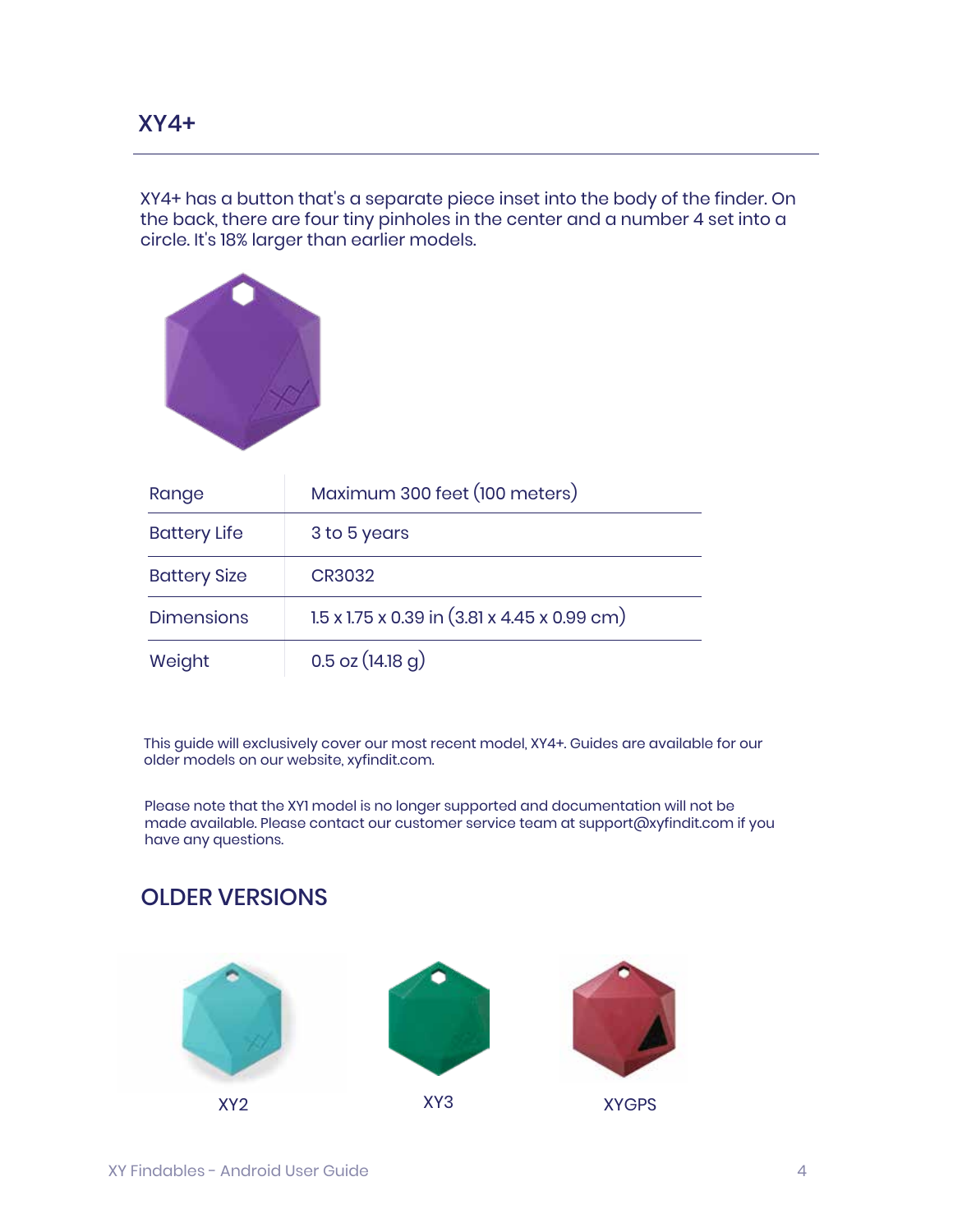## XY4+

XY4+ has a button that's a separate piece inset into the body of the finder. On the back, there are four tiny pinholes in the center and a number 4 set into a circle. It's 18% larger than earlier models.

| Range | Maximum 300 feet (100 meters) |
|---|---|
| Battery Life | 3 to 5 years |
| Battery Size | CR3032 |
| Dimensions | 1.5 x 1.75 x 0.39 in (3.81 x 4.45 x 0.99 cm) |
| Weight | 0.5 oz (14.18 g) |

This guide will exclusively cover our most recent model, XY4+. Guides are available for our older models on our website, xyfindit.com.

Please note that the XY1 model is no longer supported and documentation will not be made available. Please contact our customer service team at support@xyfindit.com if you have any questions.

## OLDER VERSIONS

XY2

XY3

XYGPS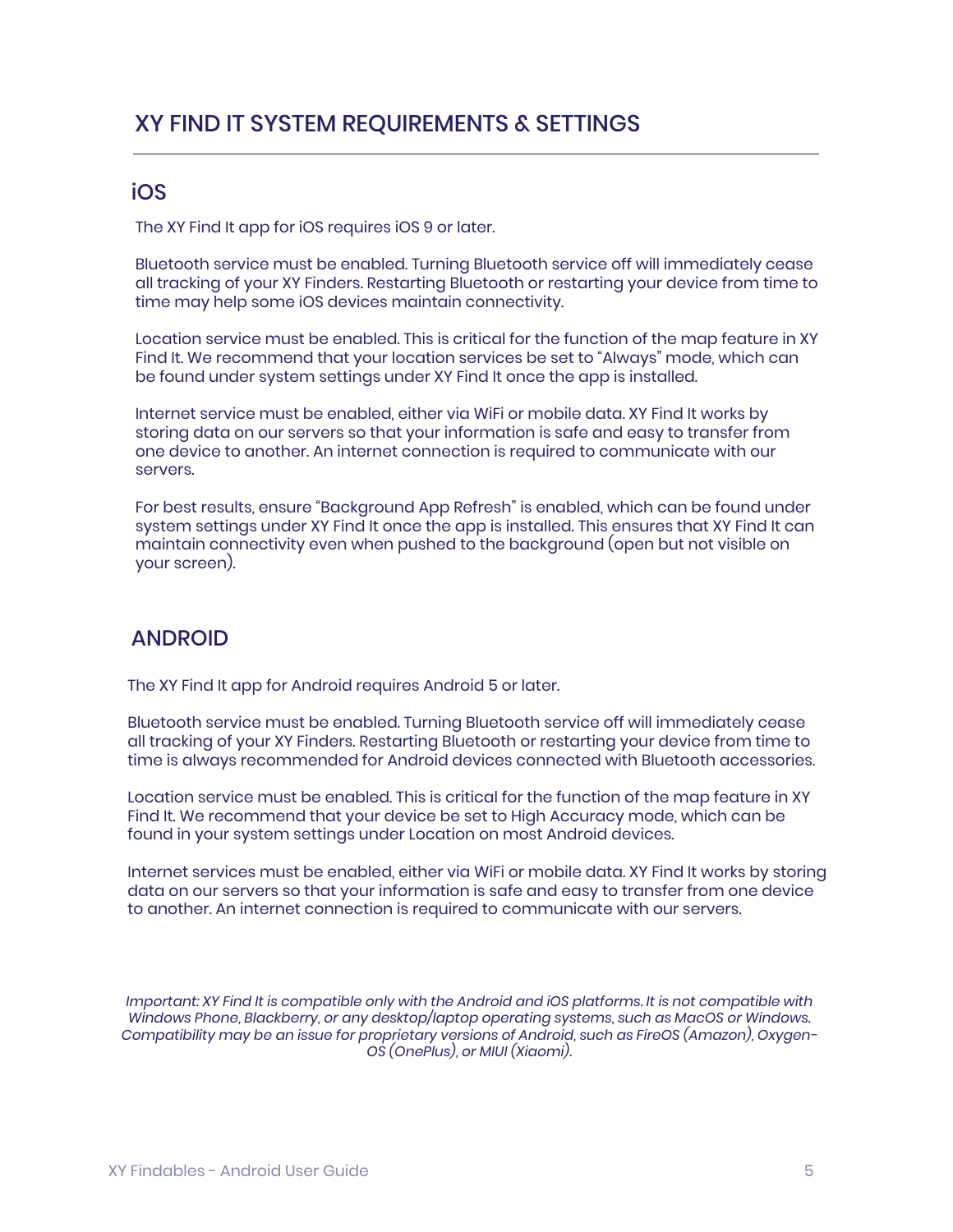# XY FIND IT SYSTEM REQUIREMENTS & SETTINGS

## iOS

The XY Find It app for iOS requires iOS 9 or later.

Bluetooth service must be enabled. Turning Bluetooth service off will immediately cease all tracking of your XY Finders. Restarting Bluetooth or restarting your device from time to time may help some iOS devices maintain connectivity.

Location service must be enabled. This is critical for the function of the map feature in XY Find It. We recommend that your location services be set to "Always" mode, which can be found under system settings under XY Find It once the app is installed.

Internet service must be enabled, either via WiFi or mobile data. XY Find It works by storing data on our servers so that your information is safe and easy to transfer from one device to another. An internet connection is required to communicate with our servers.

For best results, ensure "Background App Refresh" is enabled, which can be found under system settings under XY Find It once the app is installed. This ensures that XY Find It can maintain connectivity even when pushed to the background (open but not visible on your screen).

## ANDROID

The XY Find It app for Android requires Android 5 or later.

Bluetooth service must be enabled. Turning Bluetooth service off will immediately cease all tracking of your XY Finders. Restarting Bluetooth or restarting your device from time to time is always recommended for Android devices connected with Bluetooth accessories.

Location service must be enabled. This is critical for the function of the map feature in XY Find It. We recommend that your device be set to High Accuracy mode, which can be found in your system settings under Location on most Android devices.

Internet services must be enabled, either via WiFi or mobile data. XY Find It works by storing data on our servers so that your information is safe and easy to transfer from one device to another. An internet connection is required to communicate with our servers.

*Important: XY Find It is compatible only with the Android and iOS platforms. It is not compatible with Windows Phone, Blackberry, or any desktop/laptop operating systems, such as MacOS or Windows. Compatibility may be an issue for proprietary versions of Android, such as FireOS (Amazon), Oxygen-OS (OnePlus), or MIUI (Xiaomi).*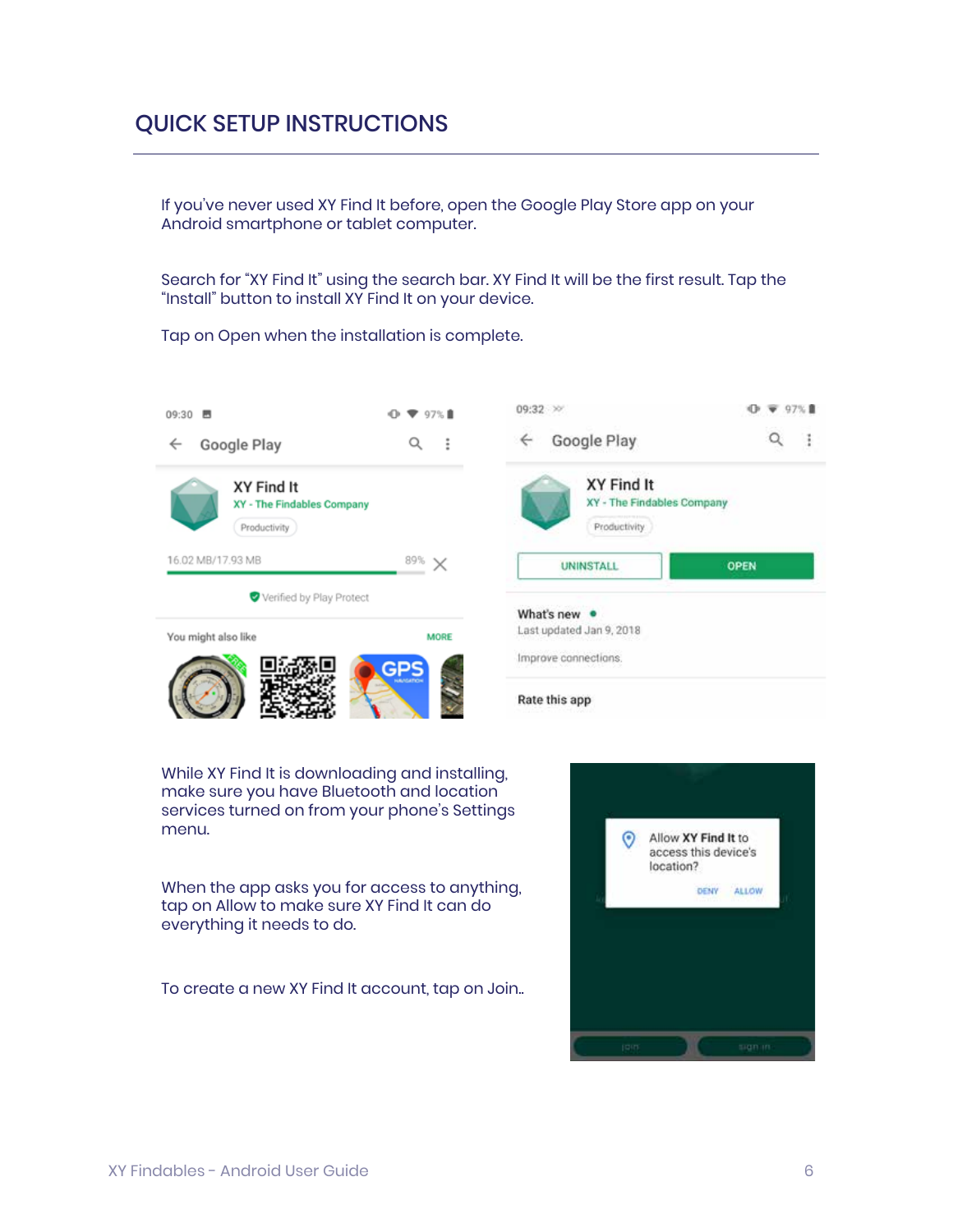# QUICK SETUP INSTRUCTIONS

If you've never used XY Find It before, open the Google Play Store app on your Android smartphone or tablet computer.

Search for "XY Find It" using the search bar. XY Find It will be the first result. Tap the "Install" button to install XY Find It on your device.

Tap on Open when the installation is complete.

While XY Find It is downloading and installing, make sure you have Bluetooth and location services turned on from your phone's Settings menu.

When the app asks you for access to anything, tap on Allow to make sure XY Find It can do everything it needs to do.

To create a new XY Find It account, tap on Join..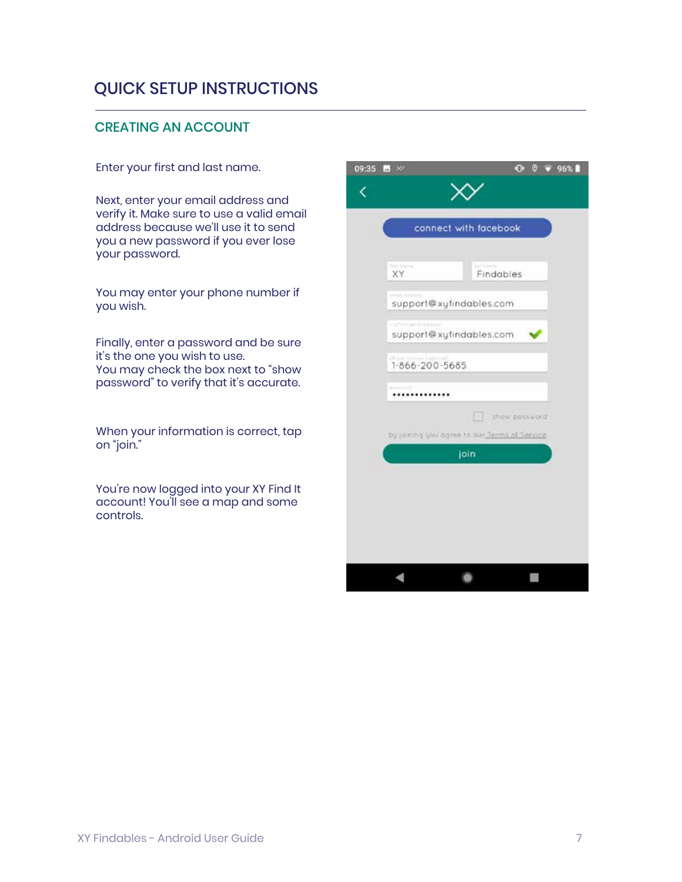# QUICK SETUP INSTRUCTIONS

## CREATING AN ACCOUNT

Enter your first and last name.

Next, enter your email address and verify it. Make sure to use a valid email address because we'll use it to send you a new password if you ever lose your password.

You may enter your phone number if you wish.

Finally, enter a password and be sure it's the one you wish to use.
You may check the box next to "show password" to verify that it's accurate.

When your information is correct, tap on "join."

You're now logged into your XY Find It account! You'll see a map and some controls.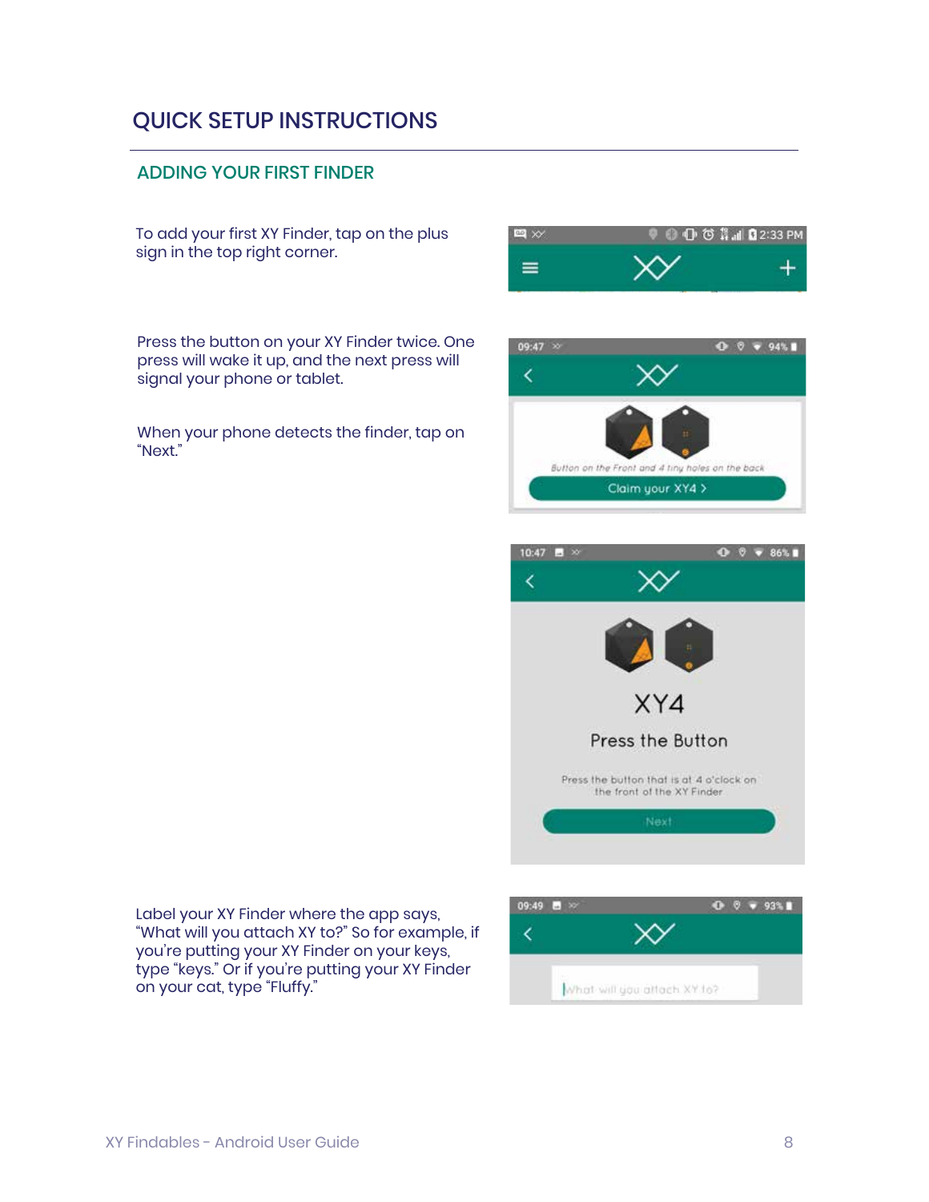# QUICK SETUP INSTRUCTIONS

## ADDING YOUR FIRST FINDER

To add your first XY Finder, tap on the plus sign in the top right corner.

Press the button on your XY Finder twice. One press will wake it up, and the next press will signal your phone or tablet.

When your phone detects the finder, tap on "Next."

Label your XY Finder where the app says, "What will you attach XY to?" So for example, if you're putting your XY Finder on your keys, type "keys." Or if you're putting your XY Finder on your cat, type "Fluffy."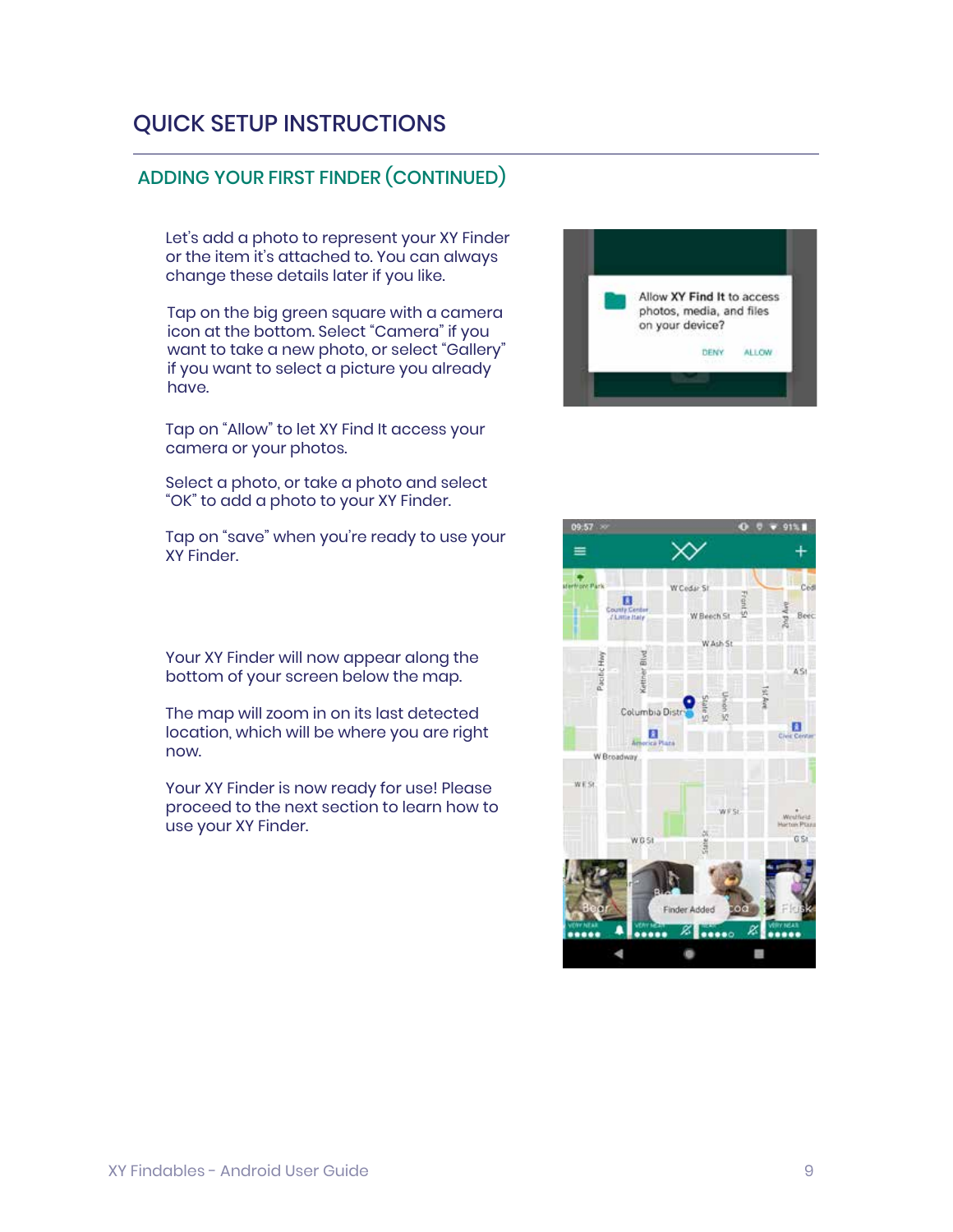## QUICK SETUP INSTRUCTIONS

### ADDING YOUR FIRST FINDER (CONTINUED)

Let's add a photo to represent your XY Finder or the item it's attached to. You can always change these details later if you like.

Tap on the big green square with a camera icon at the bottom. Select "Camera" if you want to take a new photo, or select "Gallery" if you want to select a picture you already have.

Tap on "Allow" to let XY Find It access your camera or your photos.

Select a photo, or take a photo and select "OK" to add a photo to your XY Finder.

Tap on "save" when you're ready to use your XY Finder.

Your XY Finder will now appear along the bottom of your screen below the map.

The map will zoom in on its last detected location, which will be where you are right now.

Your XY Finder is now ready for use! Please proceed to the next section to learn how to use your XY Finder.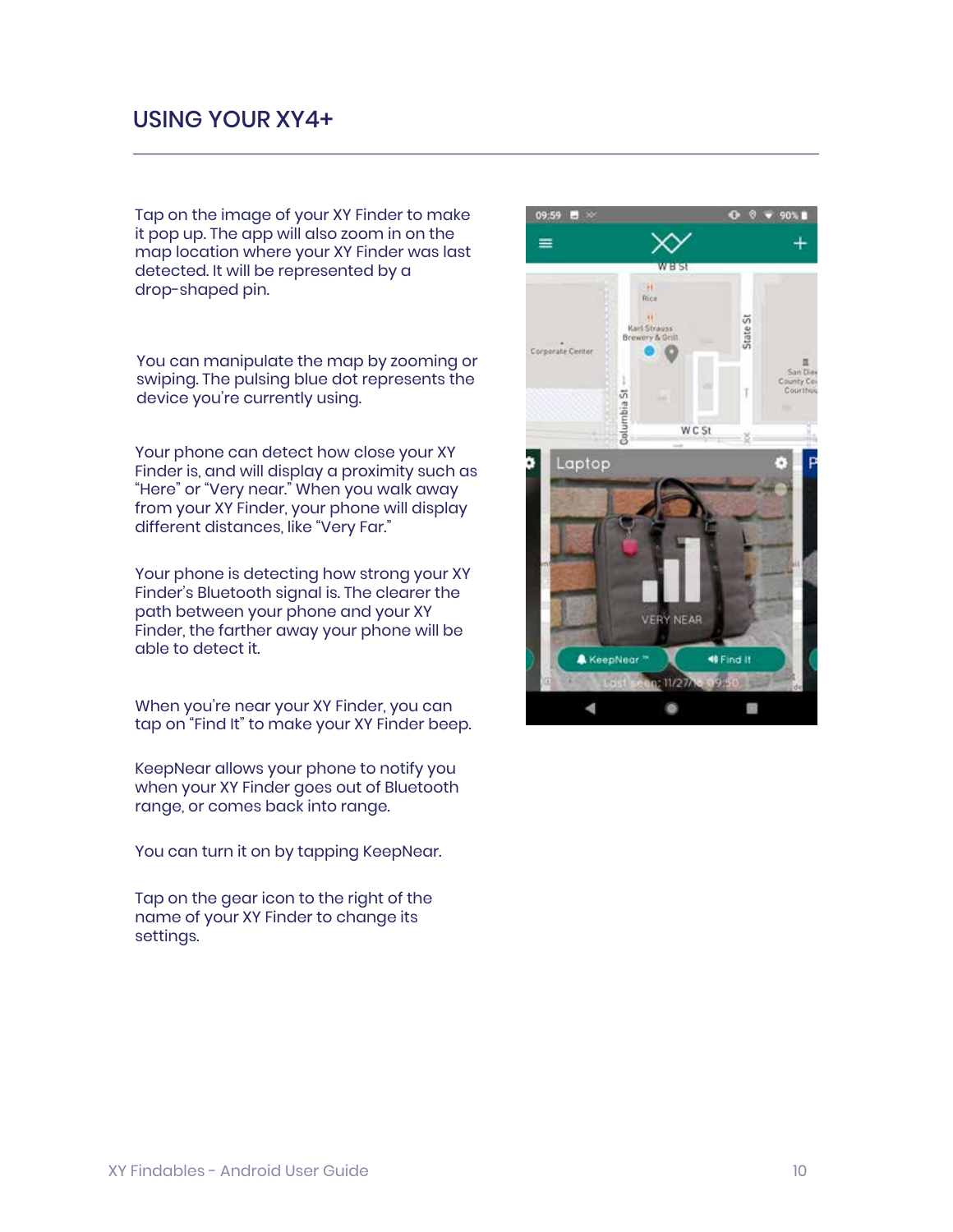## USING YOUR XY4+

Tap on the image of your XY Finder to make it pop up. The app will also zoom in on the map location where your XY Finder was last detected. It will be represented by a drop-shaped pin.

You can manipulate the map by zooming or swiping. The pulsing blue dot represents the device you're currently using.

Your phone can detect how close your XY Finder is, and will display a proximity such as "Here" or "Very near." When you walk away from your XY Finder, your phone will display different distances, like "Very Far."

Your phone is detecting how strong your XY Finder's Bluetooth signal is. The clearer the path between your phone and your XY Finder, the farther away your phone will be able to detect it.

When you're near your XY Finder, you can tap on "Find It" to make your XY Finder beep.

KeepNear allows your phone to notify you when your XY Finder goes out of Bluetooth range, or comes back into range.

You can turn it on by tapping KeepNear.

Tap on the gear icon to the right of the name of your XY Finder to change its settings.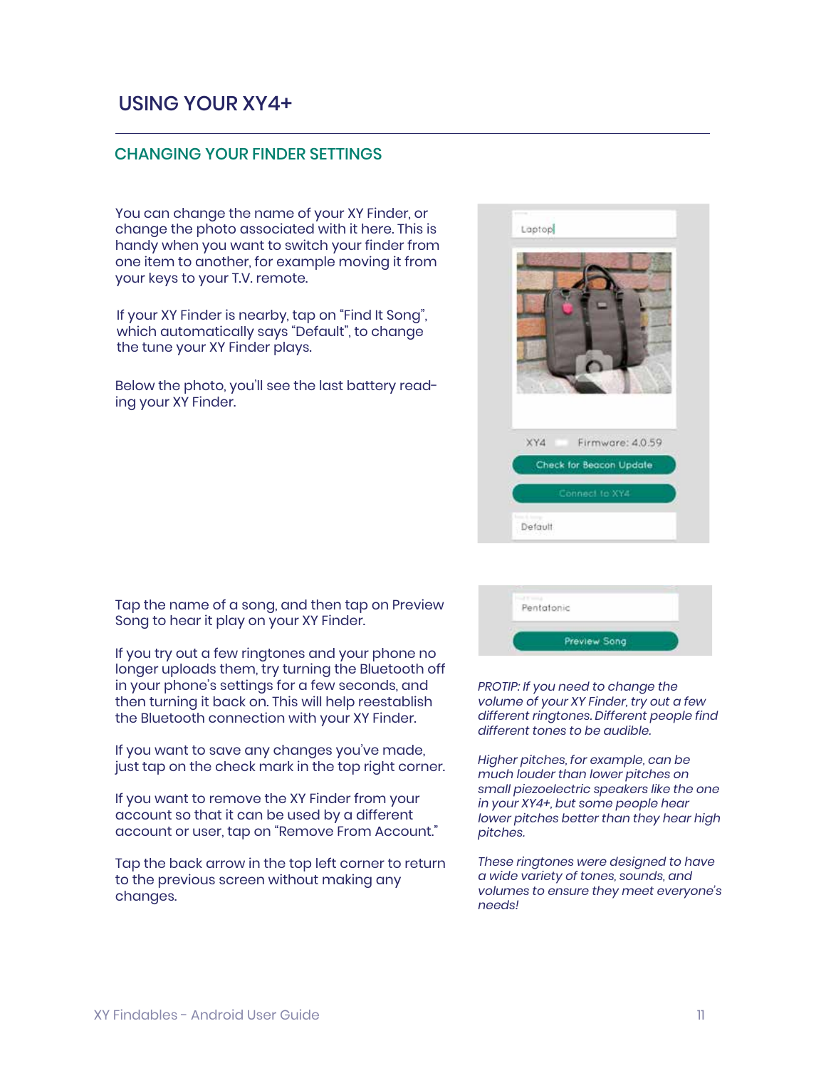# USING YOUR XY4+

## CHANGING YOUR FINDER SETTINGS

You can change the name of your XY Finder, or change the photo associated with it here. This is handy when you want to switch your finder from one item to another, for example moving it from your keys to your T.V. remote.

If your XY Finder is nearby, tap on "Find It Song", which automatically says "Default", to change the tune your XY Finder plays.

Below the photo, you'll see the last battery reading your XY Finder.

Tap the name of a song, and then tap on Preview Song to hear it play on your XY Finder.

If you try out a few ringtones and your phone no longer uploads them, try turning the Bluetooth off in your phone's settings for a few seconds, and then turning it back on. This will help reestablish the Bluetooth connection with your XY Finder.

If you want to save any changes you've made, just tap on the check mark in the top right corner.

If you want to remove the XY Finder from your account so that it can be used by a different account or user, tap on "Remove From Account."

Tap the back arrow in the top left corner to return to the previous screen without making any changes.

*PROTIP: If you need to change the volume of your XY Finder, try out a few different ringtones. Different people find different tones to be audible.*

*Higher pitches, for example, can be much louder than lower pitches on small piezoelectric speakers like the one in your XY4+, but some people hear lower pitches better than they hear high pitches.*

*These ringtones were designed to have a wide variety of tones, sounds, and volumes to ensure they meet everyone's needs!*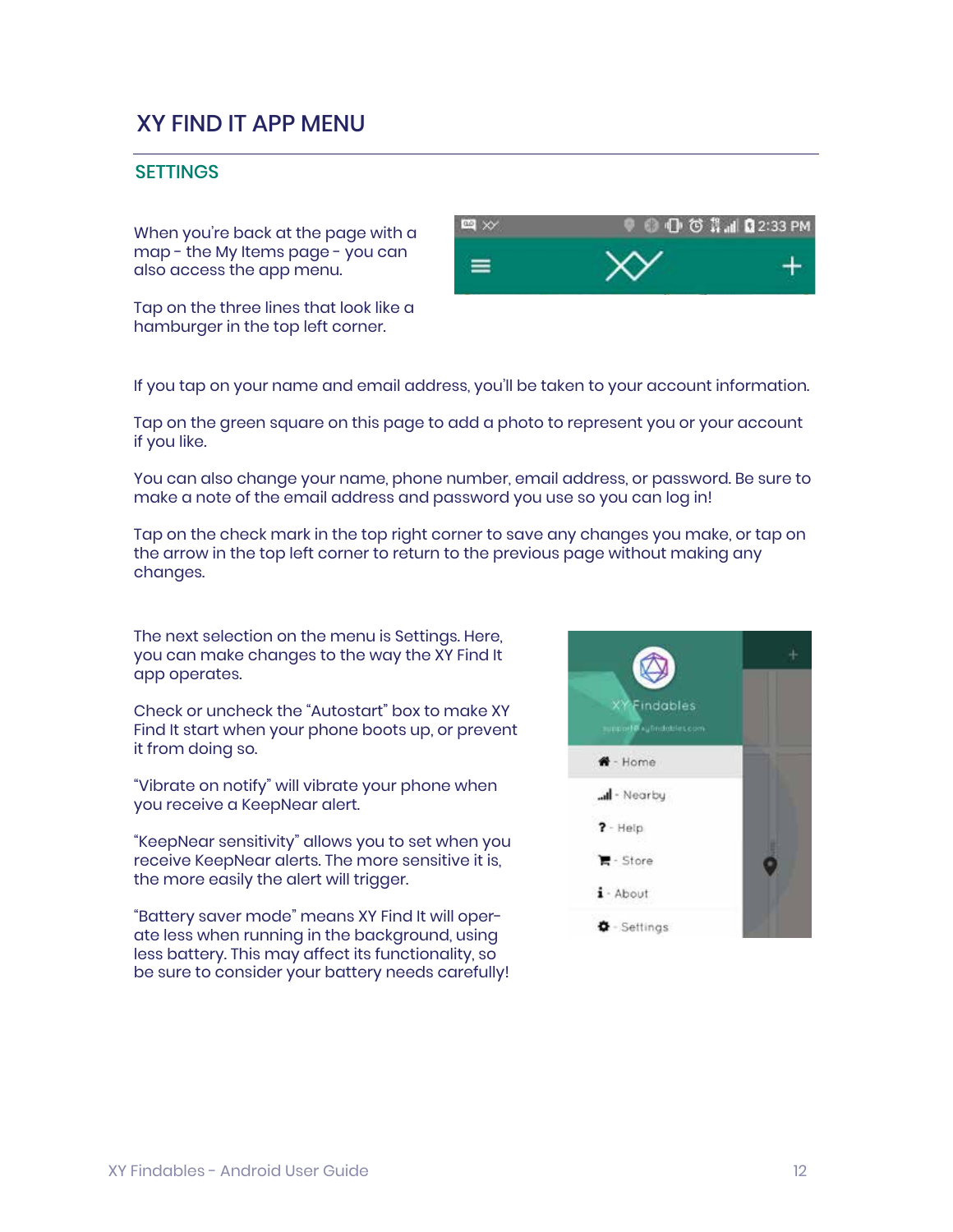# XY FIND IT APP MENU

## SETTINGS

When you're back at the page with a map - the My Items page - you can also access the app menu.

Tap on the three lines that look like a hamburger in the top left corner.

If you tap on your name and email address, you'll be taken to your account information.

Tap on the green square on this page to add a photo to represent you or your account if you like.

You can also change your name, phone number, email address, or password. Be sure to make a note of the email address and password you use so you can log in!

Tap on the check mark in the top right corner to save any changes you make, or tap on the arrow in the top left corner to return to the previous page without making any changes.

The next selection on the menu is Settings. Here, you can make changes to the way the XY Find It app operates.

Check or uncheck the "Autostart" box to make XY Find It start when your phone boots up, or prevent it from doing so.

"Vibrate on notify" will vibrate your phone when you receive a KeepNear alert.

"KeepNear sensitivity" allows you to set when you receive KeepNear alerts. The more sensitive it is, the more easily the alert will trigger.

"Battery saver mode" means XY Find It will operate less when running in the background, using less battery. This may affect its functionality, so be sure to consider your battery needs carefully!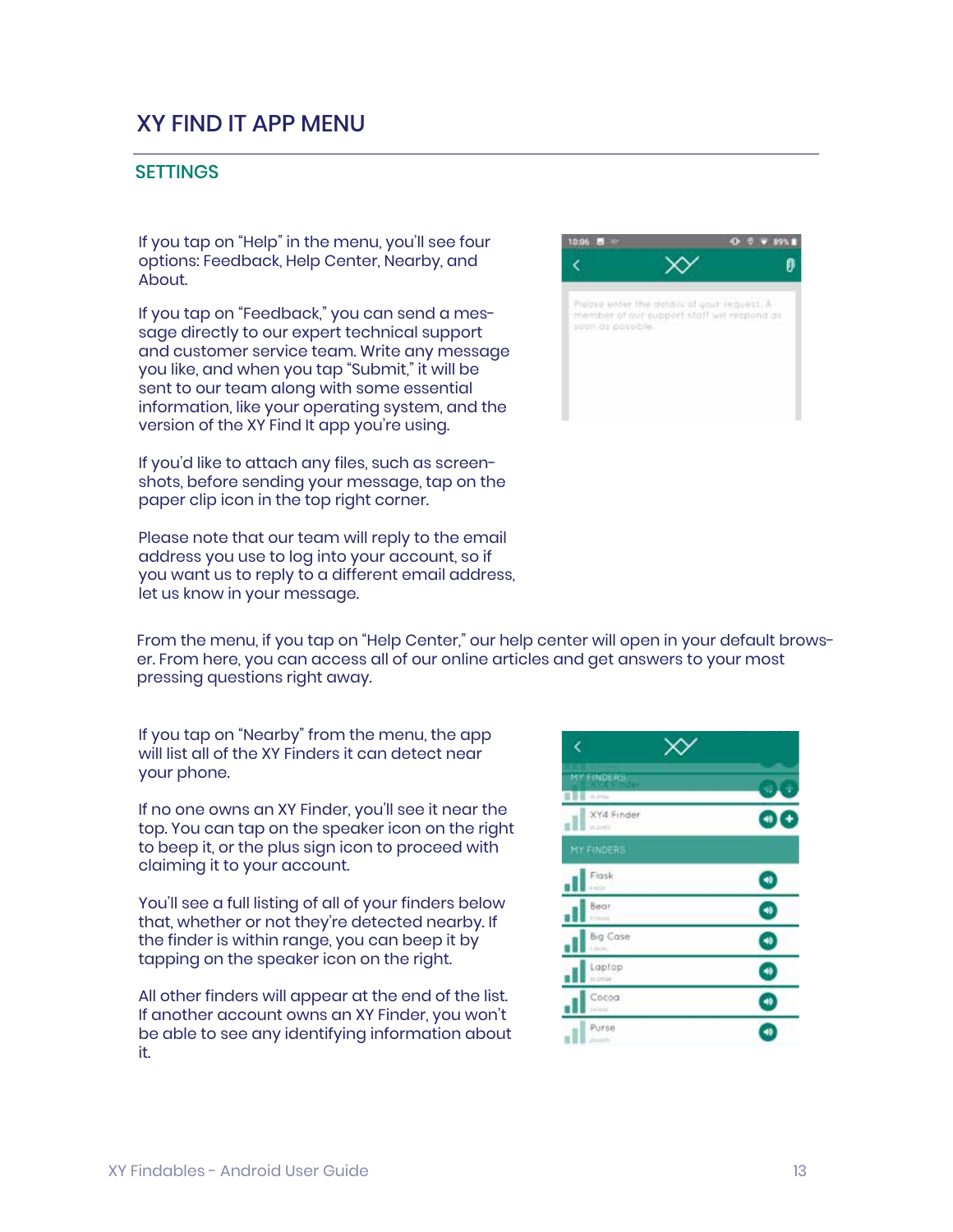# XY FIND IT APP MENU

## SETTINGS

If you tap on “Help” in the menu, you’ll see four options: Feedback, Help Center, Nearby, and About.

If you tap on “Feedback,” you can send a message directly to our expert technical support and customer service team. Write any message you like, and when you tap “Submit,” it will be sent to our team along with some essential information, like your operating system, and the version of the XY Find It app you’re using.

If you’d like to attach any files, such as screenshots, before sending your message, tap on the paper clip icon in the top right corner.

Please note that our team will reply to the email address you use to log into your account, so if you want us to reply to a different email address, let us know in your message.

From the menu, if you tap on “Help Center,” our help center will open in your default browser. From here, you can access all of our online articles and get answers to your most pressing questions right away.

If you tap on “Nearby” from the menu, the app will list all of the XY Finders it can detect near your phone.

If no one owns an XY Finder, you’ll see it near the top. You can tap on the speaker icon on the right to beep it, or the plus sign icon to proceed with claiming it to your account.

You’ll see a full listing of all of your finders below that, whether or not they’re detected nearby. If the finder is within range, you can beep it by tapping on the speaker icon on the right.

All other finders will appear at the end of the list. If another account owns an XY Finder, you won’t be able to see any identifying information about it.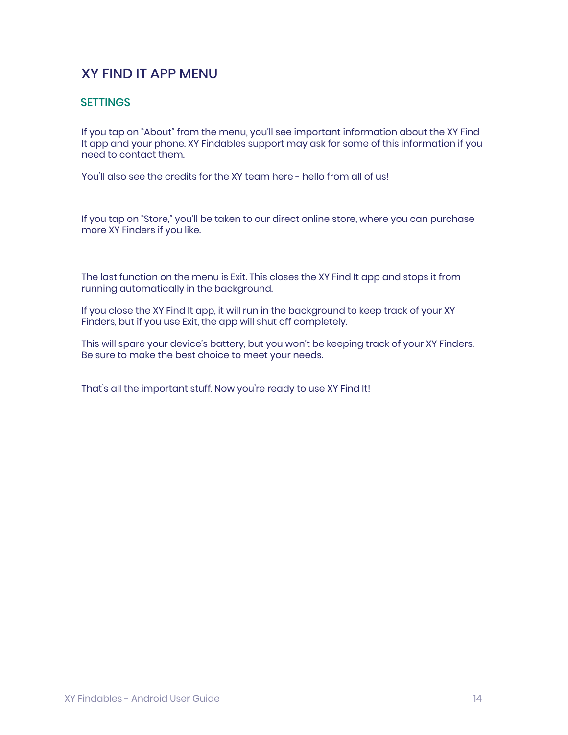## XY FIND IT APP MENU

### SETTINGS

If you tap on “About” from the menu, you’ll see important information about the XY Find It app and your phone. XY Findables support may ask for some of this information if you need to contact them.

You’ll also see the credits for the XY team here - hello from all of us!

If you tap on “Store,” you’ll be taken to our direct online store, where you can purchase more XY Finders if you like.

The last function on the menu is Exit. This closes the XY Find It app and stops it from running automatically in the background.

If you close the XY Find It app, it will run in the background to keep track of your XY Finders, but if you use Exit, the app will shut off completely.

This will spare your device’s battery, but you won’t be keeping track of your XY Finders. Be sure to make the best choice to meet your needs.

That’s all the important stuff. Now you’re ready to use XY Find It!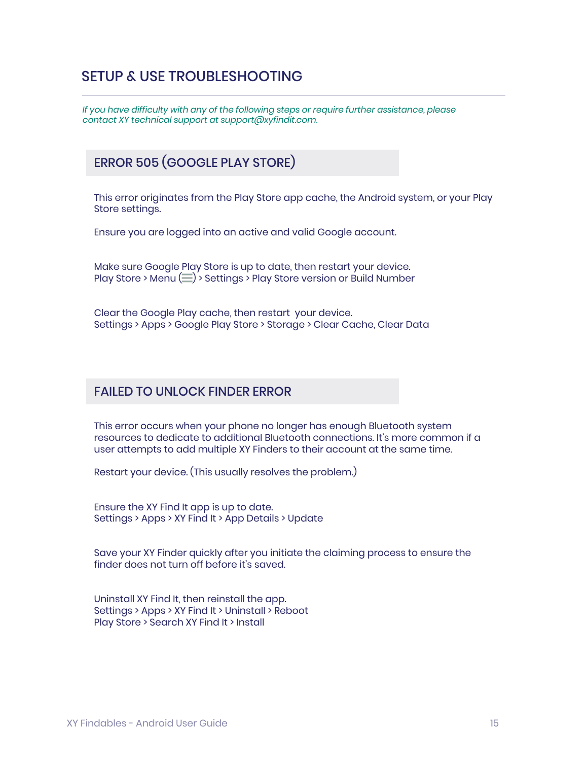## SETUP & USE TROUBLESHOOTING

*If you have difficulty with any of the following steps or require further assistance, please contact XY technical support at support@xyfindit.com.*

### ERROR 505 (GOOGLE PLAY STORE)

This error originates from the Play Store app cache, the Android system, or your Play Store settings.

Ensure you are logged into an active and valid Google account.

Make sure Google Play Store is up to date, then restart your device.
Play Store > Menu (☰) > Settings > Play Store version or Build Number

Clear the Google Play cache, then restart your device.
Settings > Apps > Google Play Store > Storage > Clear Cache, Clear Data

### FAILED TO UNLOCK FINDER ERROR

This error occurs when your phone no longer has enough Bluetooth system resources to dedicate to additional Bluetooth connections. It's more common if a user attempts to add multiple XY Finders to their account at the same time.

Restart your device. (This usually resolves the problem.)

Ensure the XY Find It app is up to date.
Settings > Apps > XY Find It > App Details > Update

Save your XY Finder quickly after you initiate the claiming process to ensure the finder does not turn off before it's saved.

Uninstall XY Find It, then reinstall the app.
Settings > Apps > XY Find It > Uninstall > Reboot
Play Store > Search XY Find It > Install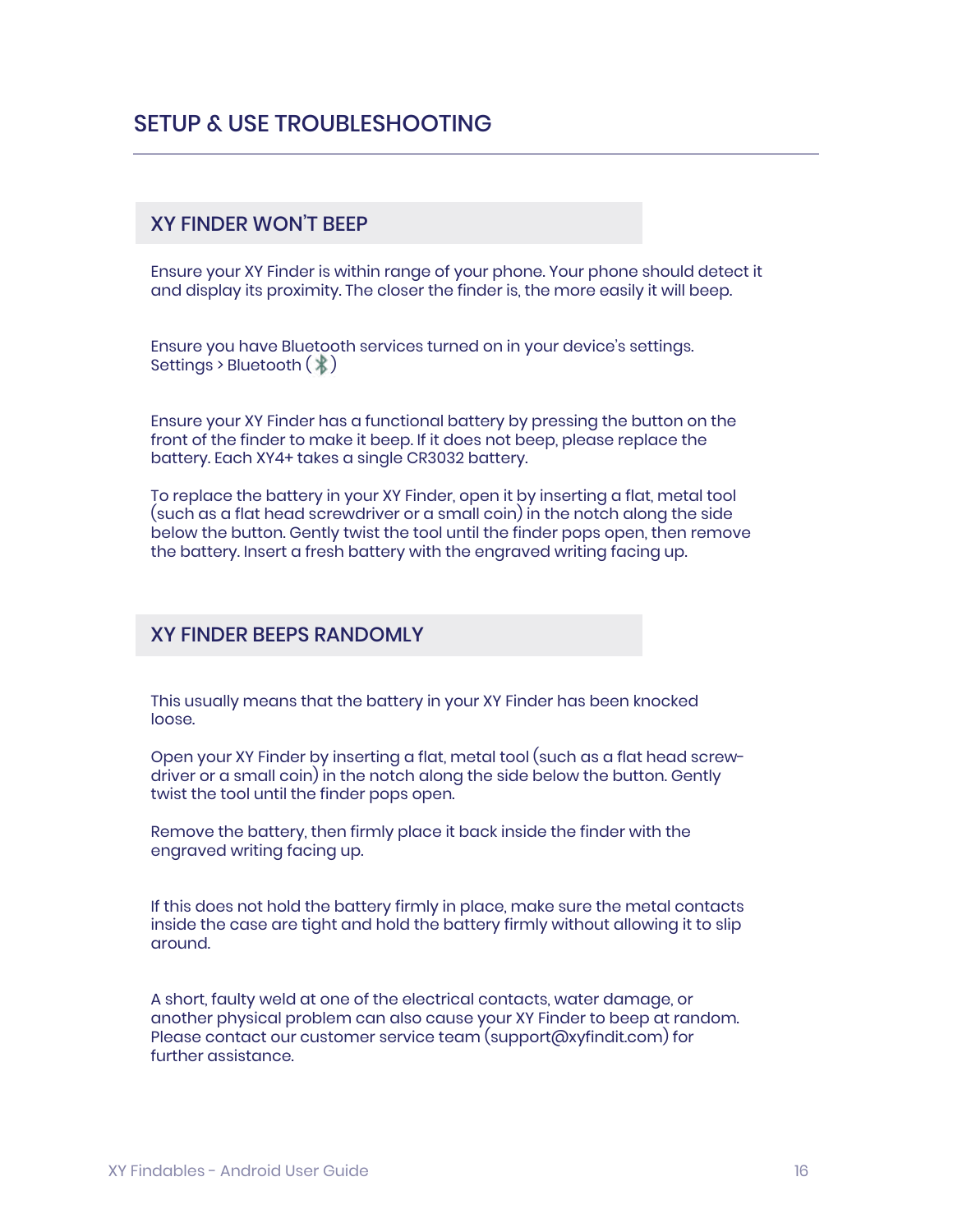# SETUP & USE TROUBLESHOOTING

## XY FINDER WON'T BEEP

Ensure your XY Finder is within range of your phone. Your phone should detect it and display its proximity. The closer the finder is, the more easily it will beep.

Ensure you have Bluetooth services turned on in your device's settings.
Settings > Bluetooth ( )

Ensure your XY Finder has a functional battery by pressing the button on the front of the finder to make it beep. If it does not beep, please replace the battery. Each XY4+ takes a single CR3032 battery.

To replace the battery in your XY Finder, open it by inserting a flat, metal tool (such as a flat head screwdriver or a small coin) in the notch along the side below the button. Gently twist the tool until the finder pops open, then remove the battery. Insert a fresh battery with the engraved writing facing up.

## XY FINDER BEEPS RANDOMLY

This usually means that the battery in your XY Finder has been knocked loose.

Open your XY Finder by inserting a flat, metal tool (such as a flat head screwdriver or a small coin) in the notch along the side below the button. Gently twist the tool until the finder pops open.

Remove the battery, then firmly place it back inside the finder with the engraved writing facing up.

If this does not hold the battery firmly in place, make sure the metal contacts inside the case are tight and hold the battery firmly without allowing it to slip around.

A short, faulty weld at one of the electrical contacts, water damage, or another physical problem can also cause your XY Finder to beep at random. Please contact our customer service team (support@xyfindit.com) for further assistance.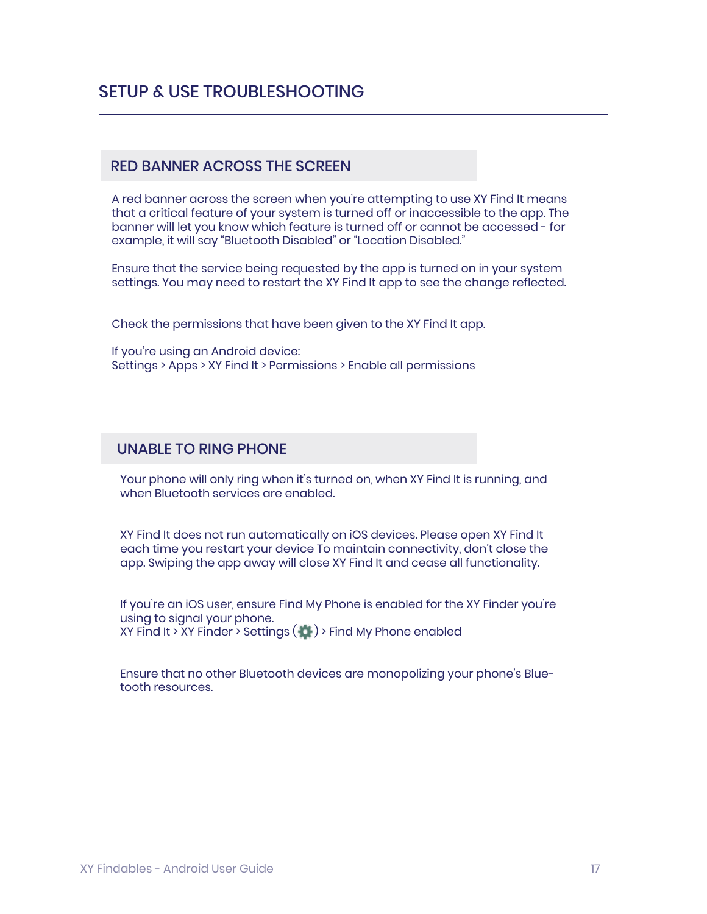# SETUP & USE TROUBLESHOOTING

## RED BANNER ACROSS THE SCREEN

A red banner across the screen when you're attempting to use XY Find It means that a critical feature of your system is turned off or inaccessible to the app. The banner will let you know which feature is turned off or cannot be accessed - for example, it will say "Bluetooth Disabled" or "Location Disabled."

Ensure that the service being requested by the app is turned on in your system settings. You may need to restart the XY Find It app to see the change reflected.

Check the permissions that have been given to the XY Find It app.

If you're using an Android device:
Settings > Apps > XY Find It > Permissions > Enable all permissions

## UNABLE TO RING PHONE

Your phone will only ring when it's turned on, when XY Find It is running, and when Bluetooth services are enabled.

XY Find It does not run automatically on iOS devices. Please open XY Find It each time you restart your device To maintain connectivity, don't close the app. Swiping the app away will close XY Find It and cease all functionality.

If you're an iOS user, ensure Find My Phone is enabled for the XY Finder you're using to signal your phone.
XY Find It > XY Finder > Settings (⚙) > Find My Phone enabled

Ensure that no other Bluetooth devices are monopolizing your phone's Bluetooth resources.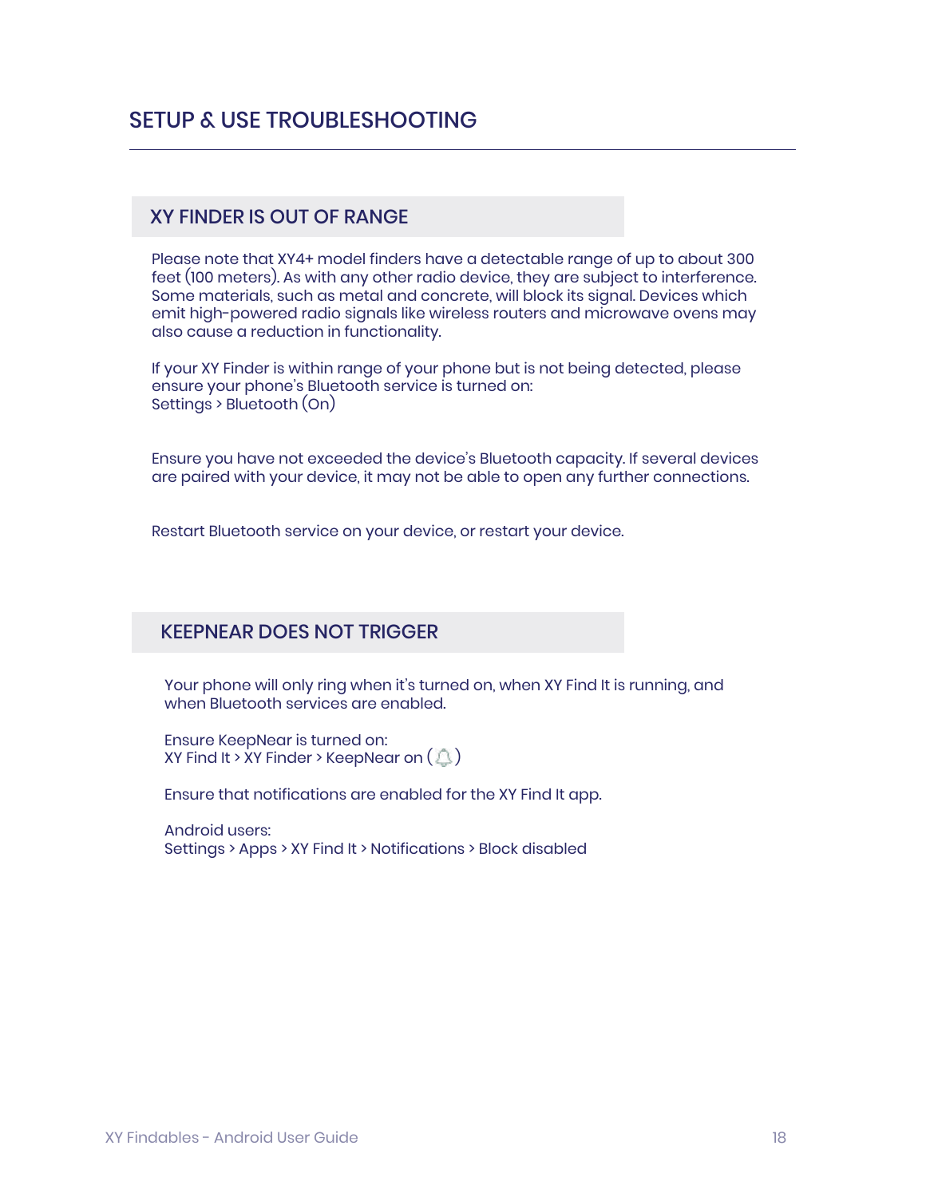## SETUP & USE TROUBLESHOOTING

### XY FINDER IS OUT OF RANGE

Please note that XY4+ model finders have a detectable range of up to about 300 feet (100 meters). As with any other radio device, they are subject to interference. Some materials, such as metal and concrete, will block its signal. Devices which emit high-powered radio signals like wireless routers and microwave ovens may also cause a reduction in functionality.

If your XY Finder is within range of your phone but is not being detected, please ensure your phone's Bluetooth service is turned on:
Settings > Bluetooth (On)

Ensure you have not exceeded the device's Bluetooth capacity. If several devices are paired with your device, it may not be able to open any further connections.

Restart Bluetooth service on your device, or restart your device.

### KEEPNEAR DOES NOT TRIGGER

Your phone will only ring when it's turned on, when XY Find It is running, and when Bluetooth services are enabled.

Ensure KeepNear is turned on:
XY Find It > XY Finder > KeepNear on ( 🔔 )

Ensure that notifications are enabled for the XY Find It app.

Android users:
Settings > Apps > XY Find It > Notifications > Block disabled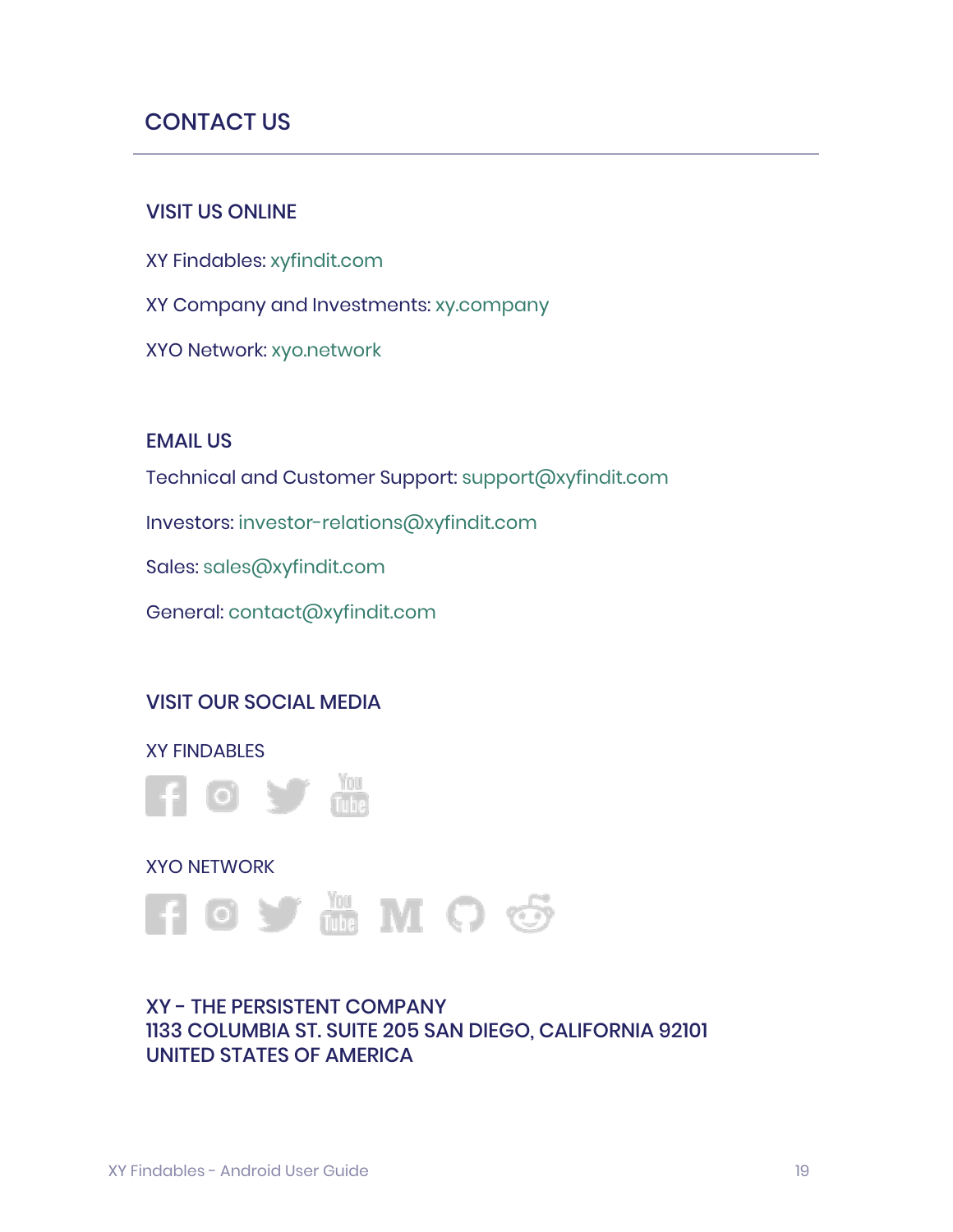## CONTACT US

### VISIT US ONLINE

XY Findables: xyfindit.com

XY Company and Investments: xy.company

XYO Network: xyo.network

### EMAIL US

Technical and Customer Support: support@xyfindit.com

Investors: investor-relations@xyfindit.com

Sales: sales@xyfindit.com

General: contact@xyfindit.com

### VISIT OUR SOCIAL MEDIA

XY FINDABLES

XYO NETWORK

**XY - THE PERSISTENT COMPANY**
**1133 COLUMBIA ST. SUITE 205 SAN DIEGO, CALIFORNIA 92101**
**UNITED STATES OF AMERICA**